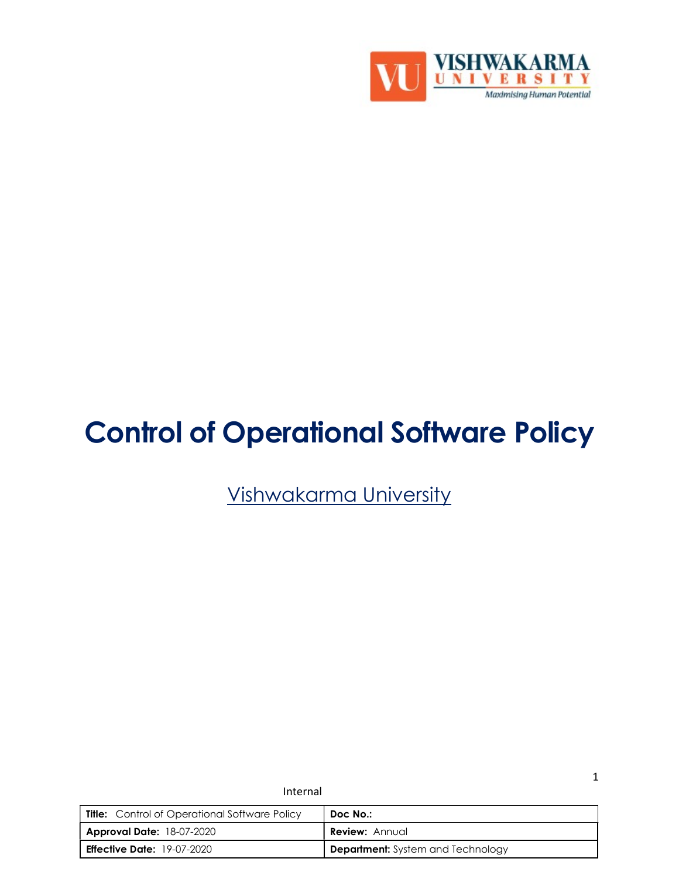# Control of Operational Software Policy

Vishwakarma University

Internal

| **Title:** Control of Operational Software Policy | **Doc No.:** |
|---|---|
| **Approval Date:** 18-07-2020 | **Review:** Annual |
| **Effective Date:** 19-07-2020 | **Department:** System and Technology |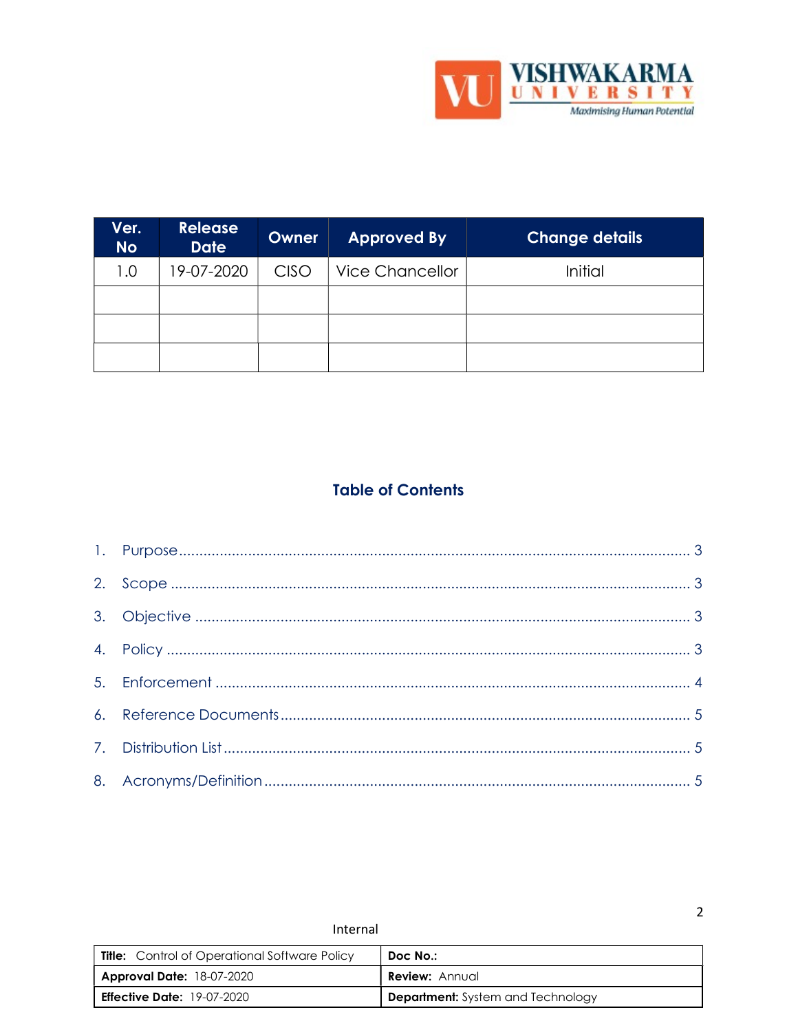| Ver. No | Release Date | Owner | Approved By | Change details |
|---|---|---|---|---|
| 1.0 | 19-07-2020 | CISO | Vice Chancellor | Initial |
| | | | | |
| | | | | |
| | | | | |

## Table of Contents

1. Purpose ........ 3
2. Scope ........ 3
3. Objective ........ 3
4. Policy ........ 3
5. Enforcement ........ 4
6. Reference Documents ........ 5
7. Distribution List ........ 5
8. Acronyms/Definition ........ 5

Internal

| **Title:** Control of Operational Software Policy | **Doc No.:** |
|---|---|
| **Approval Date:** 18-07-2020 | **Review:** Annual |
| **Effective Date:** 19-07-2020 | **Department:** System and Technology |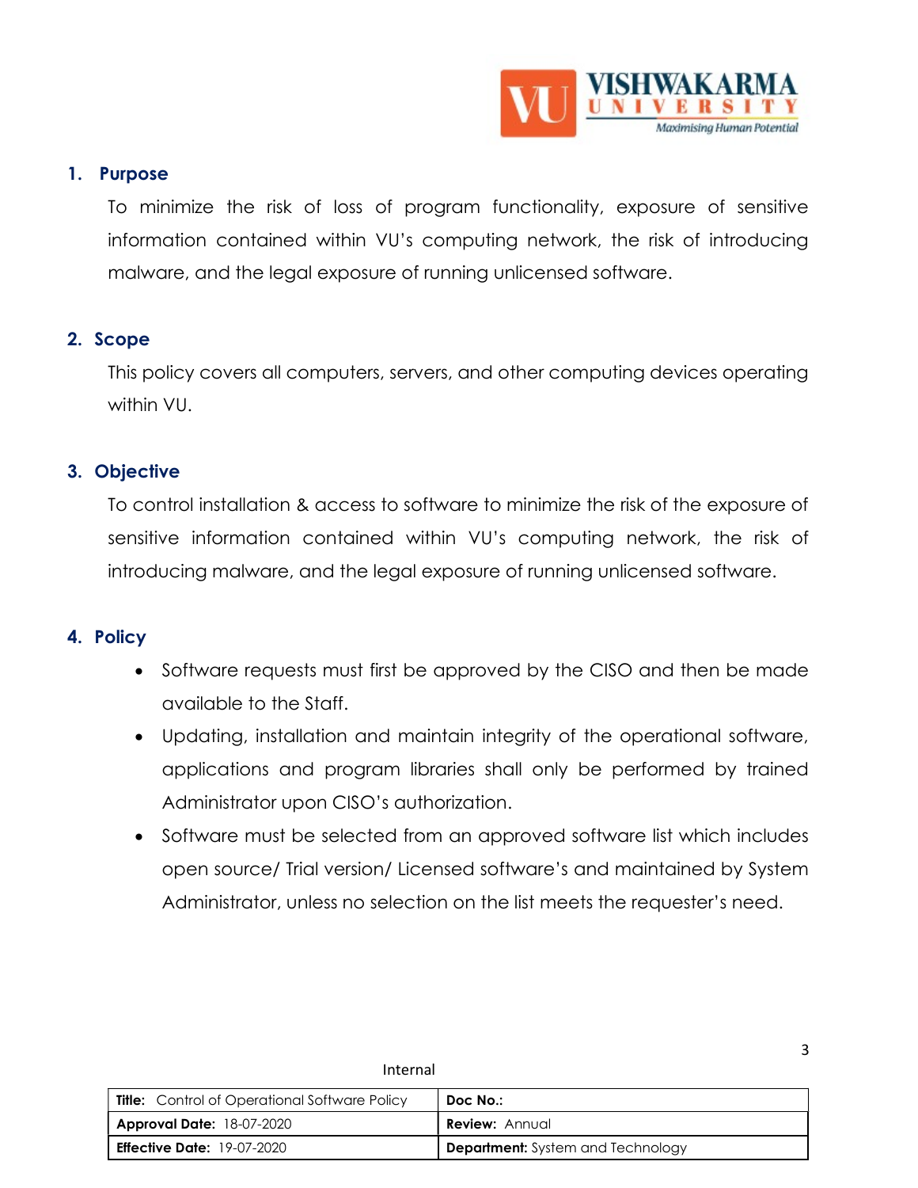## 1. Purpose

To minimize the risk of loss of program functionality, exposure of sensitive information contained within VU's computing network, the risk of introducing malware, and the legal exposure of running unlicensed software.

## 2. Scope

This policy covers all computers, servers, and other computing devices operating within VU.

## 3. Objective

To control installation & access to software to minimize the risk of the exposure of sensitive information contained within VU's computing network, the risk of introducing malware, and the legal exposure of running unlicensed software.

## 4. Policy

- Software requests must first be approved by the CISO and then be made available to the Staff.
- Updating, installation and maintain integrity of the operational software, applications and program libraries shall only be performed by trained Administrator upon CISO's authorization.
- Software must be selected from an approved software list which includes open source/ Trial version/ Licensed software's and maintained by System Administrator, unless no selection on the list meets the requester's need.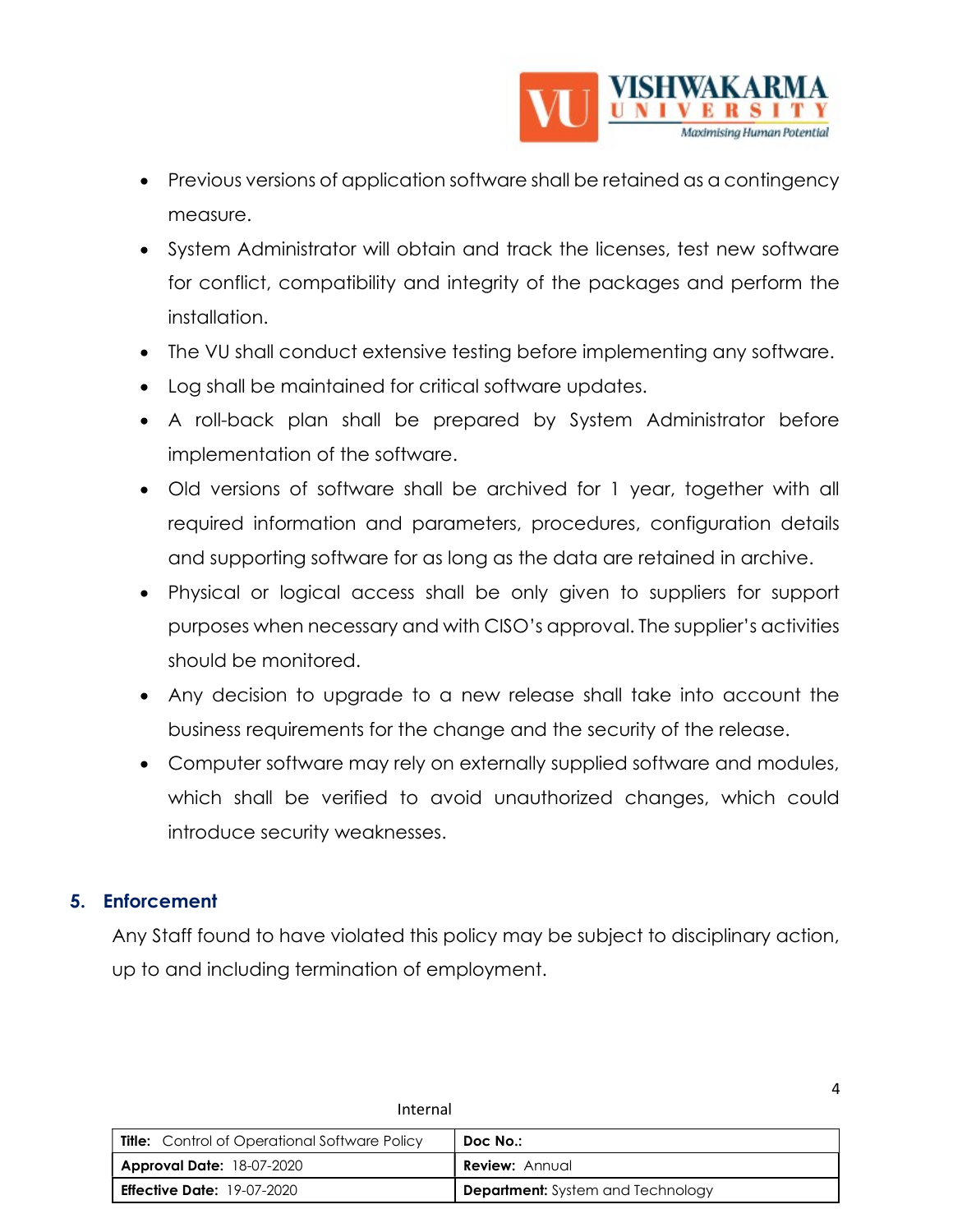- Previous versions of application software shall be retained as a contingency measure.
- System Administrator will obtain and track the licenses, test new software for conflict, compatibility and integrity of the packages and perform the installation.
- The VU shall conduct extensive testing before implementing any software.
- Log shall be maintained for critical software updates.
- A roll-back plan shall be prepared by System Administrator before implementation of the software.
- Old versions of software shall be archived for 1 year, together with all required information and parameters, procedures, configuration details and supporting software for as long as the data are retained in archive.
- Physical or logical access shall be only given to suppliers for support purposes when necessary and with CISO's approval. The supplier's activities should be monitored.
- Any decision to upgrade to a new release shall take into account the business requirements for the change and the security of the release.
- Computer software may rely on externally supplied software and modules, which shall be verified to avoid unauthorized changes, which could introduce security weaknesses.

## 5. Enforcement

Any Staff found to have violated this policy may be subject to disciplinary action, up to and including termination of employment.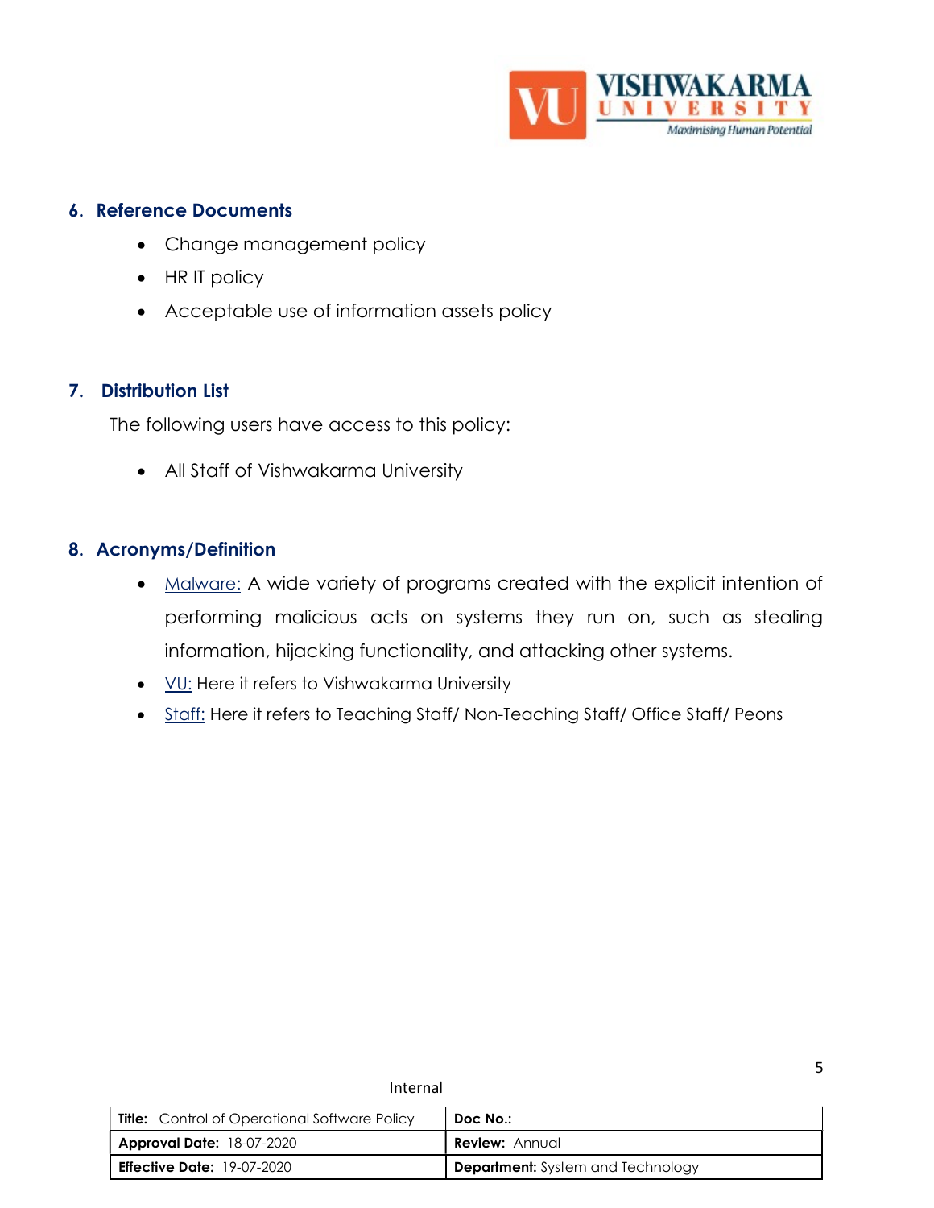## 6. Reference Documents

- Change management policy
- HR IT policy
- Acceptable use of information assets policy

## 7. Distribution List

The following users have access to this policy:

- All Staff of Vishwakarma University

## 8. Acronyms/Definition

- Malware: A wide variety of programs created with the explicit intention of performing malicious acts on systems they run on, such as stealing information, hijacking functionality, and attacking other systems.
- VU: Here it refers to Vishwakarma University
- Staff: Here it refers to Teaching Staff/ Non-Teaching Staff/ Office Staff/ Peons